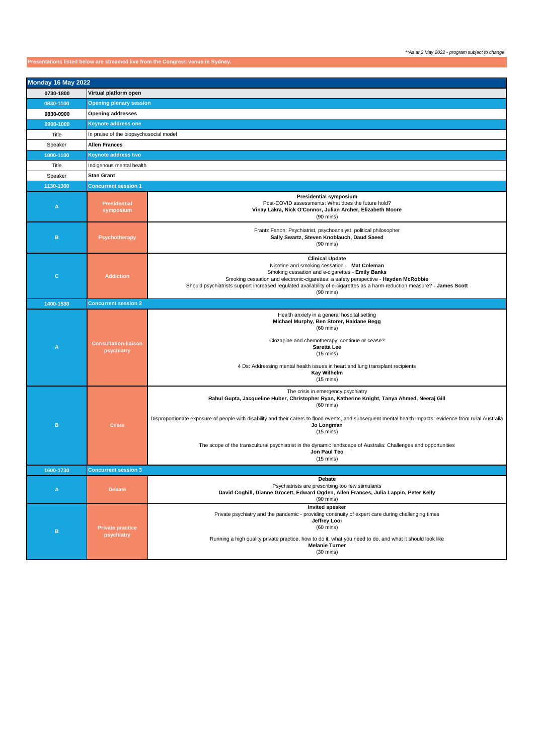*\*As at 2 May 2022 - program subject to change*

**Presentations listed below are streamed live from the Congress venue in Sydney.**

| Monday 16 May 2022 | | |
|---|---|---|
| **0730-1800** | **Virtual platform open** | |
| **0830-1100** | **Opening plenary session** | |
| **0830-0900** | **Opening addresses** | |
| **0900-1000** | **Keynote address one** | |
| Title | In praise of the biopsychosocial model | |
| Speaker | **Allen Frances** | |
| **1000-1100** | **Keynote address two** | |
| Title | Indigenous mental health | |
| Speaker | **Stan Grant** | |
| **1130-1300** | **Concurrent session 1** | |
| **A** | **Presidential symposium** | **Presidential symposium**<br>Post-COVID assessments: What does the future hold?<br>**Vinay Lakra, Nick O'Connor, Julian Archer, Elizabeth Moore**<br>(90 mins) |
| **B** | **Psychotherapy** | Frantz Fanon: Psychiatrist, psychoanalyst, political philosopher<br>**Sally Swartz, Steven Knoblauch, Daud Saeed**<br>(90 mins) |
| **C** | **Addiction** | **Clinical Update**<br>Nicotine and smoking cessation - **Mat Coleman**<br>Smoking cessation and e-cigarettes - **Emily Banks**<br>Smoking cessation and electronic-cigarettes: a safety perspective - **Hayden McRobbie**<br>Should psychiatrists support increased regulated availability of e-cigarettes as a harm-reduction measure? - **James Scott**<br>(90 mins) |
| **1400-1530** | **Concurrent session 2** | |
| **A** | **Consultation-liaison psychiatry** | Health anxiety in a general hospital setting<br>**Michael Murphy, Ben Storer, Haldane Begg**<br>(60 mins)<br><br>Clozapine and chemotherapy: continue or cease?<br>**Saretta Lee**<br>(15 mins)<br><br>4 Ds: Addressing mental health issues in heart and lung transplant recipients<br>**Kay Wilhelm**<br>(15 mins) |
| **B** | **Crises** | The crisis in emergency psychiatry<br>**Rahul Gupta, Jacqueline Huber, Christopher Ryan, Katherine Knight, Tanya Ahmed, Neeraj Gill**<br>(60 mins)<br><br>Disproportionate exposure of people with disability and their carers to flood events, and subsequent mental health impacts: evidence from rural Australia<br>**Jo Longman**<br>(15 mins)<br><br>The scope of the transcultural psychiatrist in the dynamic landscape of Australia: Challenges and opportunities<br>**Jon Paul Teo**<br>(15 mins) |
| **1600-1730** | **Concurrent session 3** | |
| **A** | **Debate** | **Debate**<br>Psychiatrists are prescribing too few stimulants<br>**David Coghill, Dianne Grocett, Edward Ogden, Allen Frances, Julia Lappin, Peter Kelly**<br>(90 mins) |
| **B** | **Private practice psychiatry** | **Invited speaker**<br>Private psychiatry and the pandemic - providing continuity of expert care during challenging times<br>**Jeffrey Looi**<br>(60 mins)<br><br>Running a high quality private practice, how to do it, what you need to do, and what it should look like<br>**Melanie Turner**<br>(30 mins) |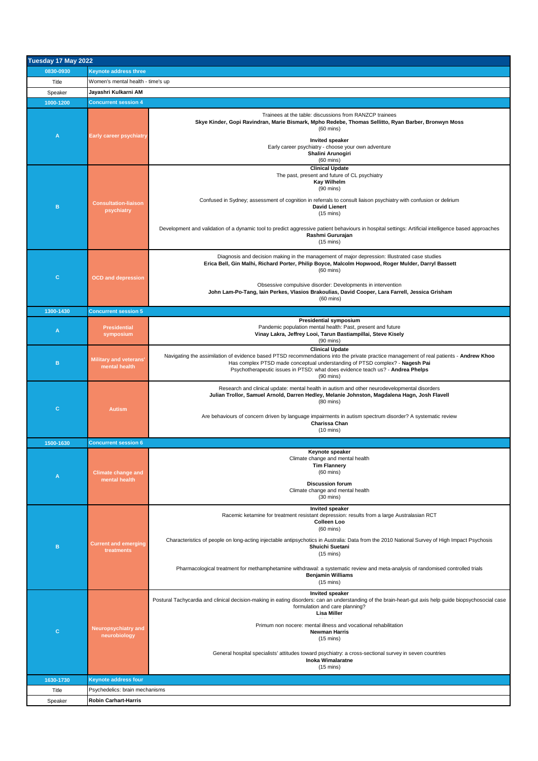| Tuesday 17 May 2022 | | |
|---|---|---|
| 0830-0930 | Keynote address three | |
| Title | Women's mental health - time's up | |
| Speaker | **Jayashri Kulkarni AM** | |
| 1000-1200 | Concurrent session 4 | |
| A | Early career psychiatry | Trainees at the table: discussions from RANZCP trainees<br>**Skye Kinder, Gopi Ravindran, Marie Bismark, Mpho Redebe, Thomas Sellitto, Ryan Barber, Bronwyn Moss**<br>(60 mins)<br><br>**Invited speaker**<br>Early career psychiatry - choose your own adventure<br>**Shalini Arunogiri**<br>(60 mins) |
| B | Consultation-liaison psychiatry | **Clinical Update**<br>The past, present and future of CL psychiatry<br>**Kay Wilhelm**<br>(90 mins)<br><br>Confused in Sydney; assessment of cognition in referrals to consult liaison psychiatry with confusion or delirium<br>**David Lienert**<br>(15 mins)<br><br>Development and validation of a dynamic tool to predict aggressive patient behaviours in hospital settings: Artificial intelligence based approaches<br>**Rashmi Gururajan**<br>(15 mins) |
| C | OCD and depression | Diagnosis and decision making in the management of major depression: Illustrated case studies<br>**Erica Bell, Gin Malhi, Richard Porter, Philip Boyce, Malcolm Hopwood, Roger Mulder, Darryl Bassett**<br>(60 mins)<br><br>Obsessive compulsive disorder: Developments in intervention<br>**John Lam-Po-Tang, Iain Perkes, Vlasios Brakoulias, David Cooper, Lara Farrell, Jessica Grisham**<br>(60 mins) |
| 1300-1430 | Concurrent session 5 | |
| A | Presidential symposium | **Presidential symposium**<br>Pandemic population mental health: Past, present and future<br>**Vinay Lakra, Jeffrey Looi, Tarun Bastiampillai, Steve Kisely**<br>(90 mins) |
| B | Military and veterans' mental health | **Clinical Update**<br>Navigating the assimilation of evidence based PTSD recommendations into the private practice management of real patients - **Andrew Khoo**<br>Has complex PTSD made conceptual understanding of PTSD complex? - **Nagesh Pai**<br>Psychotherapeutic issues in PTSD: what does evidence teach us? - **Andrea Phelps**<br>(90 mins) |
| C | Autism | Research and clinical update: mental health in autism and other neurodevelopmental disorders<br>**Julian Trollor, Samuel Arnold, Darren Hedley, Melanie Johnston, Magdalena Hagn, Josh Flavell**<br>(80 mins)<br><br>Are behaviours of concern driven by language impairments in autism spectrum disorder? A systematic review<br>**Charissa Chan**<br>(10 mins) |
| 1500-1630 | Concurrent session 6 | |
| A | Climate change and mental health | **Keynote speaker**<br>Climate change and mental health<br>**Tim Flannery**<br>(60 mins)<br><br>**Discussion forum**<br>Climate change and mental health<br>(30 mins) |
| B | Current and emerging treatments | **Invited speaker**<br>Racemic ketamine for treatment resistant depression: results from a large Australasian RCT<br>**Colleen Loo**<br>(60 mins)<br><br>Characteristics of people on long-acting injectable antipsychotics in Australia: Data from the 2010 National Survey of High Impact Psychosis<br>**Shuichi Suetani**<br>(15 mins)<br><br>Pharmacological treatment for methamphetamine withdrawal: a systematic review and meta-analysis of randomised controlled trials<br>**Benjamin Williams**<br>(15 mins) |
| C | Neuropsychiatry and neurobiology | **Invited speaker**<br>Postural Tachycardia and clinical decision-making in eating disorders: can an understanding of the brain-heart-gut axis help guide biopsychosocial case formulation and care planning?<br>**Lisa Miller**<br><br>Primum non nocere: mental illness and vocational rehabilitation<br>**Newman Harris**<br>(15 mins)<br><br>General hospital specialists' attitudes toward psychiatry: a cross-sectional survey in seven countries<br>**Inoka Wimalaratne**<br>(15 mins) |
| 1630-1730 | Keynote address four | |
| Title | Psychedelics: brain mechanisms | |
| Speaker | **Robin Carhart-Harris** | |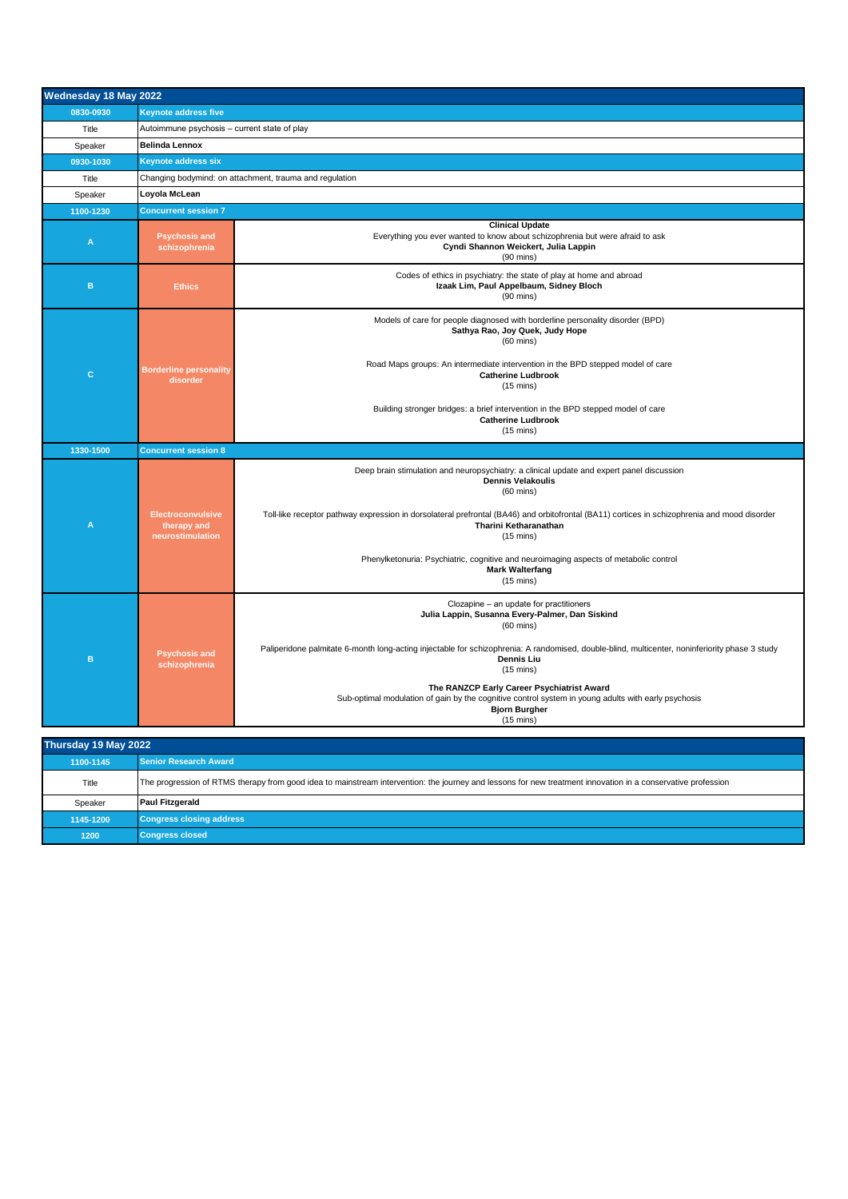## Wednesday 18 May 2022

| | | |
|---|---|---|
| **0830-0930** | **Keynote address five** | |
| Title | Autoimmune psychosis – current state of play | |
| Speaker | **Belinda Lennox** | |
| **0930-1030** | **Keynote address six** | |
| Title | Changing bodymind: on attachment, trauma and regulation | |
| Speaker | **Loyola McLean** | |
| **1100-1230** | **Concurrent session 7** | |
| **A** | **Psychosis and schizophrenia** | **Clinical Update**<br>Everything you ever wanted to know about schizophrenia but were afraid to ask<br>**Cyndi Shannon Weickert, Julia Lappin**<br>(90 mins) |
| **B** | **Ethics** | Codes of ethics in psychiatry: the state of play at home and abroad<br>**Izaak Lim, Paul Appelbaum, Sidney Bloch**<br>(90 mins) |
| **C** | **Borderline personality disorder** | Models of care for people diagnosed with borderline personality disorder (BPD)<br>**Sathya Rao, Joy Quek, Judy Hope**<br>(60 mins)<br><br>Road Maps groups: An intermediate intervention in the BPD stepped model of care<br>**Catherine Ludbrook**<br>(15 mins)<br><br>Building stronger bridges: a brief intervention in the BPD stepped model of care<br>**Catherine Ludbrook**<br>(15 mins) |
| **1330-1500** | **Concurrent session 8** | |
| **A** | **Electroconvulsive therapy and neurostimulation** | Deep brain stimulation and neuropsychiatry: a clinical update and expert panel discussion<br>**Dennis Velakoulis**<br>(60 mins)<br><br>Toll-like receptor pathway expression in dorsolateral prefrontal (BA46) and orbitofrontal (BA11) cortices in schizophrenia and mood disorder<br>**Tharini Ketharanathan**<br>(15 mins)<br><br>Phenylketonuria: Psychiatric, cognitive and neuroimaging aspects of metabolic control<br>**Mark Walterfang**<br>(15 mins) |
| **B** | **Psychosis and schizophrenia** | Clozapine – an update for practitioners<br>**Julia Lappin, Susanna Every-Palmer, Dan Siskind**<br>(60 mins)<br><br>Paliperidone palmitate 6-month long-acting injectable for schizophrenia: A randomised, double-blind, multicenter, noninferiority phase 3 study<br>**Dennis Liu**<br>(15 mins)<br><br>**The RANZCP Early Career Psychiatrist Award**<br>Sub-optimal modulation of gain by the cognitive control system in young adults with early psychosis<br>**Bjorn Burgher**<br>(15 mins) |

## Thursday 19 May 2022

| | |
|---|---|
| **1100-1145** | **Senior Research Award** |
| Title | The progression of RTMS therapy from good idea to mainstream intervention: the journey and lessons for new treatment innovation in a conservative profession |
| Speaker | **Paul Fitzgerald** |
| **1145-1200** | **Congress closing address** |
| **1200** | **Congress closed** |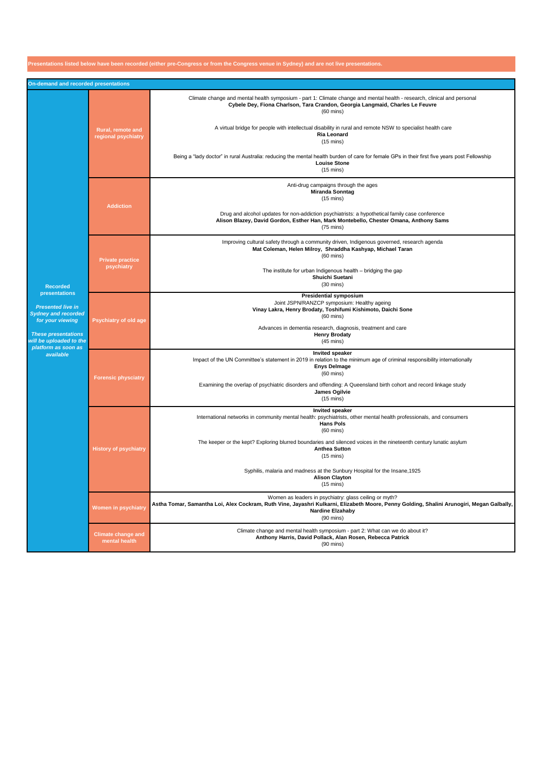**Presentations listed below have been recorded (either pre-Congress or from the Congress venue in Sydney) and are not live presentations.**

| On-demand and recorded presentations | | |
|---|---|---|
| **Recorded presentations**<br><br>***Presented live in Sydney and recorded for your viewing***<br><br>***These presentations will be uploaded to the platform as soon as available*** | **Rural, remote and regional psychiatry** | Climate change and mental health symposium - part 1: Climate change and mental health - research, clinical and personal<br>**Cybele Dey, Fiona Charlson, Tara Crandon, Georgia Langmaid, Charles Le Feuvre**<br>(60 mins)<br><br>A virtual bridge for people with intellectual disability in rural and remote NSW to specialist health care<br>**Ria Leonard**<br>(15 mins)<br><br>Being a "lady doctor" in rural Australia: reducing the mental health burden of care for female GPs in their first five years post Fellowship<br>**Louise Stone**<br>(15 mins) |
| | **Addiction** | Anti-drug campaigns through the ages<br>**Miranda Sonntag**<br>(15 mins)<br><br>Drug and alcohol updates for non-addiction psychiatrists: a hypothetical family case conference<br>**Alison Blazey, David Gordon, Esther Han, Mark Montebello, Chester Omana, Anthony Sams**<br>(75 mins) |
| | **Private practice psychiatry** | Improving cultural safety through a community driven, Indigenous governed, research agenda<br>**Mat Coleman, Helen Milroy, Shraddha Kashyap, Michael Taran**<br>(60 mins)<br><br>The institute for urban Indigenous health – bridging the gap<br>**Shuichi Suetani**<br>(30 mins) |
| | **Psychiatry of old age** | **Presidential symposium**<br>Joint JSPN/RANZCP symposium: Healthy ageing<br>**Vinay Lakra, Henry Brodaty, Toshifumi Kishimoto, Daichi Sone**<br>(60 mins)<br><br>Advances in dementia research, diagnosis, treatment and care<br>**Henry Brodaty**<br>(45 mins) |
| | **Forensic physciatry** | **Invited speaker**<br>Impact of the UN Committee's statement in 2019 in relation to the minimum age of criminal responsibility internationally<br>**Enys Delmage**<br>(60 mins)<br><br>Examining the overlap of psychiatric disorders and offending: A Queensland birth cohort and record linkage study<br>**James Ogilvie**<br>(15 mins) |
| | **History of psychiatry** | **Invited speaker**<br>International networks in community mental health: psychiatrists, other mental health professionals, and consumers<br>**Hans Pols**<br>(60 mins)<br><br>The keeper or the kept? Exploring blurred boundaries and silenced voices in the nineteenth century lunatic asylum<br>**Anthea Sutton**<br>(15 mins)<br><br>Syphilis, malaria and madness at the Sunbury Hospital for the Insane,1925<br>**Alison Clayton**<br>(15 mins) |
| | **Women in psychiatry** | Women as leaders in psychiatry: glass ceiling or myth?<br>**Astha Tomar, Samantha Loi, Alex Cockram, Ruth Vine, Jayashri Kulkarni, Elizabeth Moore, Penny Golding, Shalini Arunogiri, Megan Galbally, Nardine Elzahaby**<br>(90 mins) |
| | **Climate change and mental health** | Climate change and mental health symposium - part 2: What can we do about it?<br>**Anthony Harris, David Pollack, Alan Rosen, Rebecca Patrick**<br>(90 mins) |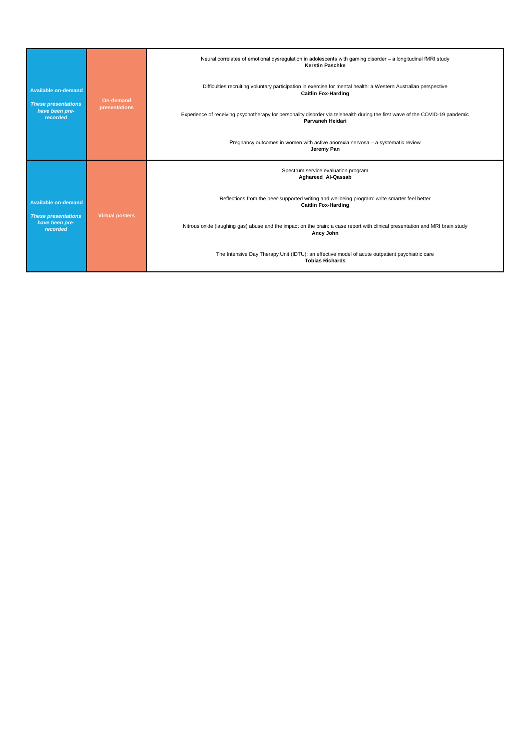| | | |
|---|---|---|
| **Available on-demand** *These presentations have been pre-recorded* | **On-demand presentations** | Neural correlates of emotional dysregulation in adolescents with gaming disorder – a longitudinal fMRI study **Kerstin Paschke**<br><br>Difficulties recruiting voluntary participation in exercise for mental health: a Western Australian perspective **Caitlin Fox-Harding**<br><br>Experience of receiving psychotherapy for personality disorder via telehealth during the first wave of the COVID-19 pandemic **Parvaneh Heidari**<br><br>Pregnancy outcomes in women with active anorexia nervosa – a systematic review **Jeremy Pan** |
| **Available on-demand** *These presentations have been pre-recorded* | **Virtual posters** | Spectrum service evaluation program **Aghareed Al-Qassab**<br><br>Reflections from the peer-supported writing and wellbeing program: write smarter feel better **Caitlin Fox-Harding**<br><br>Nitrous oxide (laughing gas) abuse and the impact on the brain: a case report with clinical presentation and MRI brain study **Ancy John**<br><br>The Intensive Day Therapy Unit (IDTU): an effective model of acute outpatient psychiatric care **Tobias Richards** |